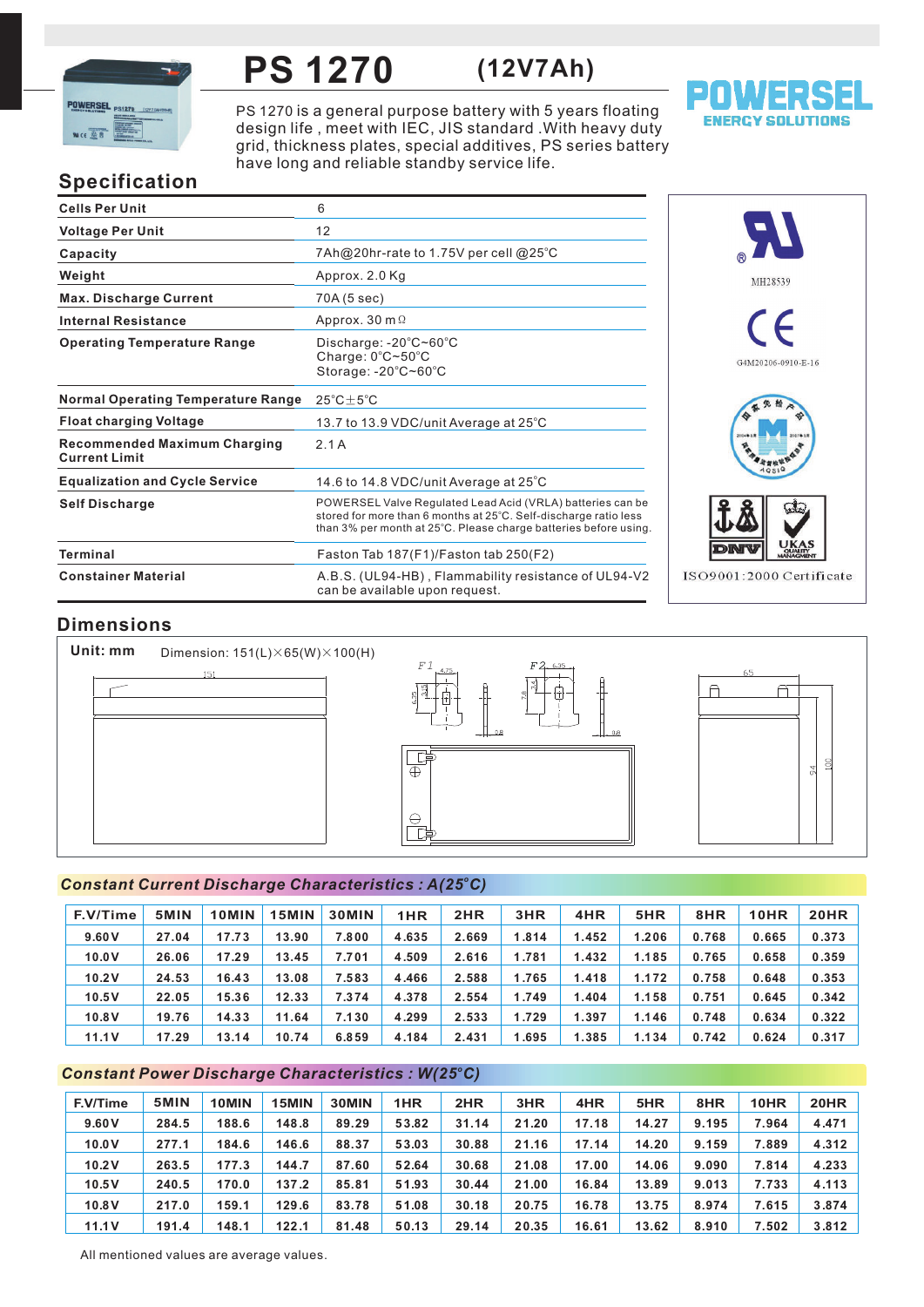# PS 1270 (12V7Ah)

POWERSEL ENERGY SOLUTIONS

PS 1270 is a general purpose battery with 5 years floating design life , meet with IEC, JIS standard .With heavy duty grid, thickness plates, special additives, PS series battery have long and reliable standby service life.

## Specification

| | |
|---|---|
| **Cells Per Unit** | 6 |
| **Voltage Per Unit** | 12 |
| **Capacity** | 7Ah@20hr-rate to 1.75V per cell @25°C |
| **Weight** | Approx. 2.0 Kg |
| **Max. Discharge Current** | 70A (5 sec) |
| **Internal Resistance** | Approx. 30 mΩ |
| **Operating Temperature Range** | Discharge: -20°C~60°C<br>Charge: 0°C~50°C<br>Storage: -20°C~60°C |
| **Normal Operating Temperature Range** | 25°C±5°C |
| **Float charging Voltage** | 13.7 to 13.9 VDC/unit Average at 25°C |
| **Recommended Maximum Charging Current Limit** | 2.1 A |
| **Equalization and Cycle Service** | 14.6 to 14.8 VDC/unit Average at 25°C |
| **Self Discharge** | POWERSEL Valve Regulated Lead Acid (VRLA) batteries can be stored for more than 6 months at 25°C. Self-discharge ratio less than 3% per month at 25°C. Please charge batteries before using. |
| **Terminal** | Faston Tab 187(F1)/Faston tab 250(F2) |
| **Constainer Material** | A.B.S. (UL94-HB) , Flammability resistance of UL94-V2 can be available upon request. |

MH28539

G4M20206-0910-E-16

ISO9001:2000 Certificate

## Dimensions

**Unit: mm** Dimension: 151(L)×65(W)×100(H)

151 F1 4.75 6.35 3.2 0.8 F2 6.35 7.8 3.5 0.8 65 94 100

## *Constant Current Discharge Characteristics : A(25°C)*

| F.V/Time | 5MIN | 10MIN | 15MIN | 30MIN | 1HR | 2HR | 3HR | 4HR | 5HR | 8HR | 10HR | 20HR |
|---|---|---|---|---|---|---|---|---|---|---|---|---|
| 9.60V | 27.04 | 17.73 | 13.90 | 7.800 | 4.635 | 2.669 | 1.814 | 1.452 | 1.206 | 0.768 | 0.665 | 0.373 |
| 10.0V | 26.06 | 17.29 | 13.45 | 7.701 | 4.509 | 2.616 | 1.781 | 1.432 | 1.185 | 0.765 | 0.658 | 0.359 |
| 10.2V | 24.53 | 16.43 | 13.08 | 7.583 | 4.466 | 2.588 | 1.765 | 1.418 | 1.172 | 0.758 | 0.648 | 0.353 |
| 10.5V | 22.05 | 15.36 | 12.33 | 7.374 | 4.378 | 2.554 | 1.749 | 1.404 | 1.158 | 0.751 | 0.645 | 0.342 |
| 10.8V | 19.76 | 14.33 | 11.64 | 7.130 | 4.299 | 2.533 | 1.729 | 1.397 | 1.146 | 0.748 | 0.634 | 0.322 |
| 11.1V | 17.29 | 13.14 | 10.74 | 6.859 | 4.184 | 2.431 | 1.695 | 1.385 | 1.134 | 0.742 | 0.624 | 0.317 |

## *Constant Power Discharge Characteristics : W(25°C)*

| F.V/Time | 5MIN | 10MIN | 15MIN | 30MIN | 1HR | 2HR | 3HR | 4HR | 5HR | 8HR | 10HR | 20HR |
|---|---|---|---|---|---|---|---|---|---|---|---|---|
| 9.60V | 284.5 | 188.6 | 148.8 | 89.29 | 53.82 | 31.14 | 21.20 | 17.18 | 14.27 | 9.195 | 7.964 | 4.471 |
| 10.0V | 277.1 | 184.6 | 146.6 | 88.37 | 53.03 | 30.88 | 21.16 | 17.14 | 14.20 | 9.159 | 7.889 | 4.312 |
| 10.2V | 263.5 | 177.3 | 144.7 | 87.60 | 52.64 | 30.68 | 21.08 | 17.00 | 14.06 | 9.090 | 7.814 | 4.233 |
| 10.5V | 240.5 | 170.0 | 137.2 | 85.81 | 51.93 | 30.44 | 21.00 | 16.84 | 13.89 | 9.013 | 7.733 | 4.113 |
| 10.8V | 217.0 | 159.1 | 129.6 | 83.78 | 51.08 | 30.18 | 20.75 | 16.78 | 13.75 | 8.974 | 7.615 | 3.874 |
| 11.1V | 191.4 | 148.1 | 122.1 | 81.48 | 50.13 | 29.14 | 20.35 | 16.61 | 13.62 | 8.910 | 7.502 | 3.812 |

All mentioned values are average values.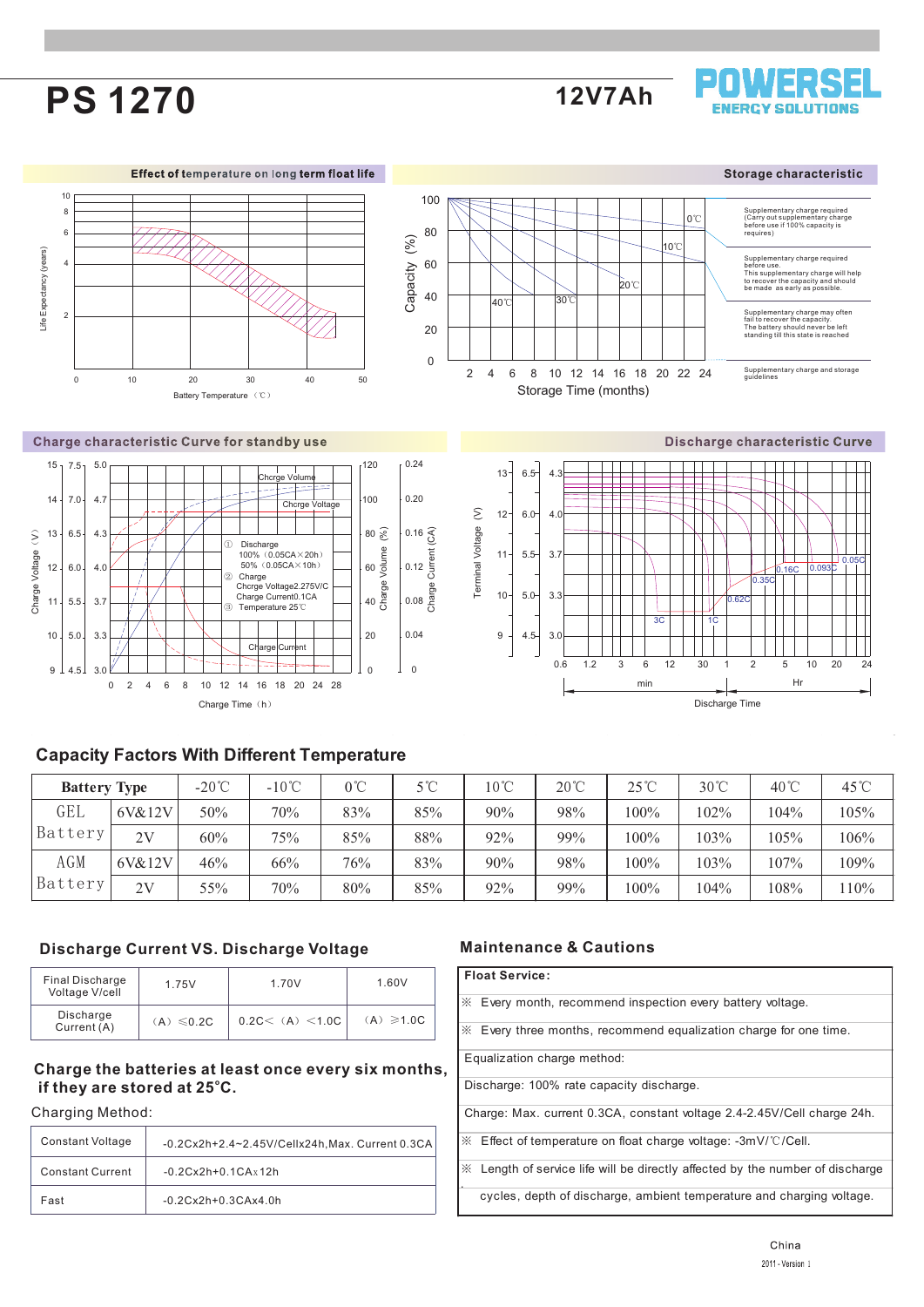# PS 1270

## 12V7Ah

POWERSEL
ENERGY SOLUTIONS

### Effect of temperature on long term float life

Life Expectancy (years)
10
8
6
4
2
0 10 20 30 40 50
Battery Temperature (℃)

### Storage characteristic

Capacity (%)
100
80
60
40
20
0
2 4 6 8 10 12 14 16 18 20 22 24
Storage Time (months)
0℃ 10℃ 20℃ 30℃ 40℃

Supplementary charge required (Carry out supplementary charge before use if 100% capacity is requires)

Supplementary charge required before use. This supplementary charge will help to recover the capacity and should be made as early as possible.

Supplementary charge may often fail to recover the capacity. The battery should never be left standing till this state is reached

Supplementary charge and storage guidelines

### Charge characteristic Curve for standby use

Charge Voltage (V)
15 7.5 5.0
14 7.0 4.7
13 6.5 4.3
12 6.0 4.0
11 5.5 3.7
10 5.0 3.3
9 4.5 3.0
0 2 4 6 8 10 12 14 16 18 20 24 28
Charge Time (h)
Charge Volume (%) 120 100 80 60 40 20 0
Charge Current (CA) 0.24 0.20 0.16 0.12 0.08 0.04 0

Chcrge Volume
Chcrge Voltage
Charge Current

① Discharge
100% (0.05CA×20h)
50% (0.05CA×10h)
② Charge
Chcrge Voltage2.275V/C
Charge Current0.1CA
③ Temperature 25℃

### Discharge characteristic Curve

Terminal Voltage (V)
13 6.5 4.3
12 6.0 4.0
11 5.5 3.7
10 5.0 3.3
9 4.5 3.0
0.6 1.2 3 6 12 30 1 2 5 10 20 24
min Hr
Discharge Time
3C 1C 0.62C 0.35C 0.16C 0.093C 0.05C

## Capacity Factors With Different Temperature

| Battery Type | | -20℃ | -10℃ | 0℃ | 5℃ | 10℃ | 20℃ | 25℃ | 30℃ | 40℃ | 45℃ |
|---|---|---|---|---|---|---|---|---|---|---|---|
| GEL Battery | 6V&12V | 50% | 70% | 83% | 85% | 90% | 98% | 100% | 102% | 104% | 105% |
| | 2V | 60% | 75% | 85% | 88% | 92% | 99% | 100% | 103% | 105% | 106% |
| AGM Battery | 6V&12V | 46% | 66% | 76% | 83% | 90% | 98% | 100% | 103% | 107% | 109% |
| | 2V | 55% | 70% | 80% | 85% | 92% | 99% | 100% | 104% | 108% | 110% |

## Discharge Current VS. Discharge Voltage

| Final Discharge Voltage V/cell | 1.75V | 1.70V | 1.60V |
|---|---|---|---|
| Discharge Current (A) | (A) ≤0.2C | 0.2C< (A) <1.0C | (A) ≥1.0C |

## Charge the batteries at least once every six months, if they are stored at 25°C.

Charging Method:

| | |
|---|---|
| Constant Voltage | -0.2Cx2h+2.4~2.45V/Cellx24h,Max. Current 0.3CA |
| Constant Current | -0.2Cx2h+0.1CAx12h |
| Fast | -0.2Cx2h+0.3CAx4.0h |

## Maintenance & Cautions

**Float Service:**

※ Every month, recommend inspection every battery voltage.

※ Every three months, recommend equalization charge for one time.

Equalization charge method:

Discharge: 100% rate capacity discharge.

Charge: Max. current 0.3CA, constant voltage 2.4-2.45V/Cell charge 24h.

※ Effect of temperature on float charge voltage: -3mV/℃/Cell.

※ Length of service life will be directly affected by the number of discharge cycles, depth of discharge, ambient temperature and charging voltage.

China
2011 - Version 1